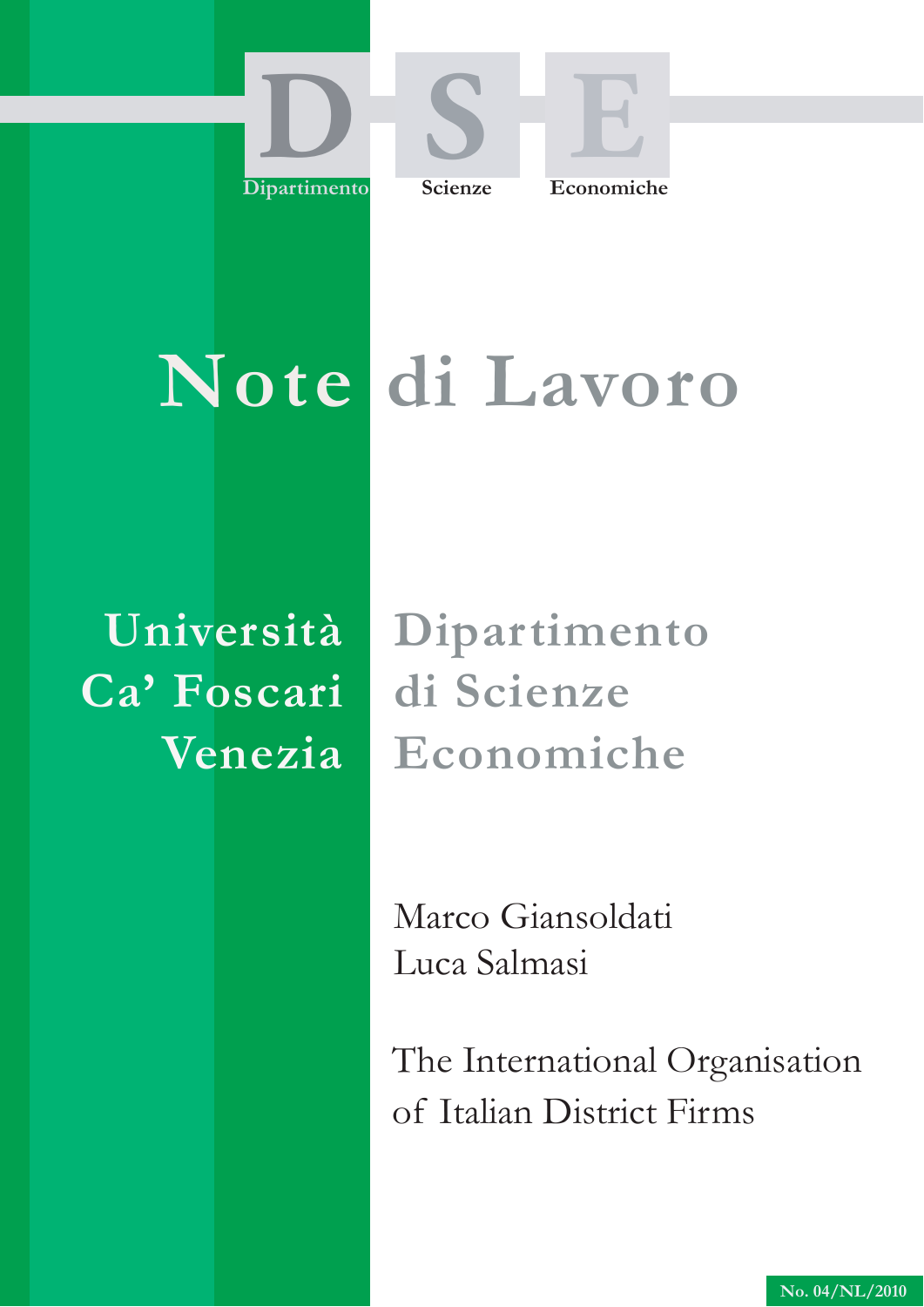Dipartimento Scienze Economiche

# Note di Lavoro

Università Ca' Foscari Venezia

Dipartimento di Scienze Economiche

Marco Giansoldati
Luca Salmasi

## The International Organisation of Italian District Firms

No. 04/NL/2010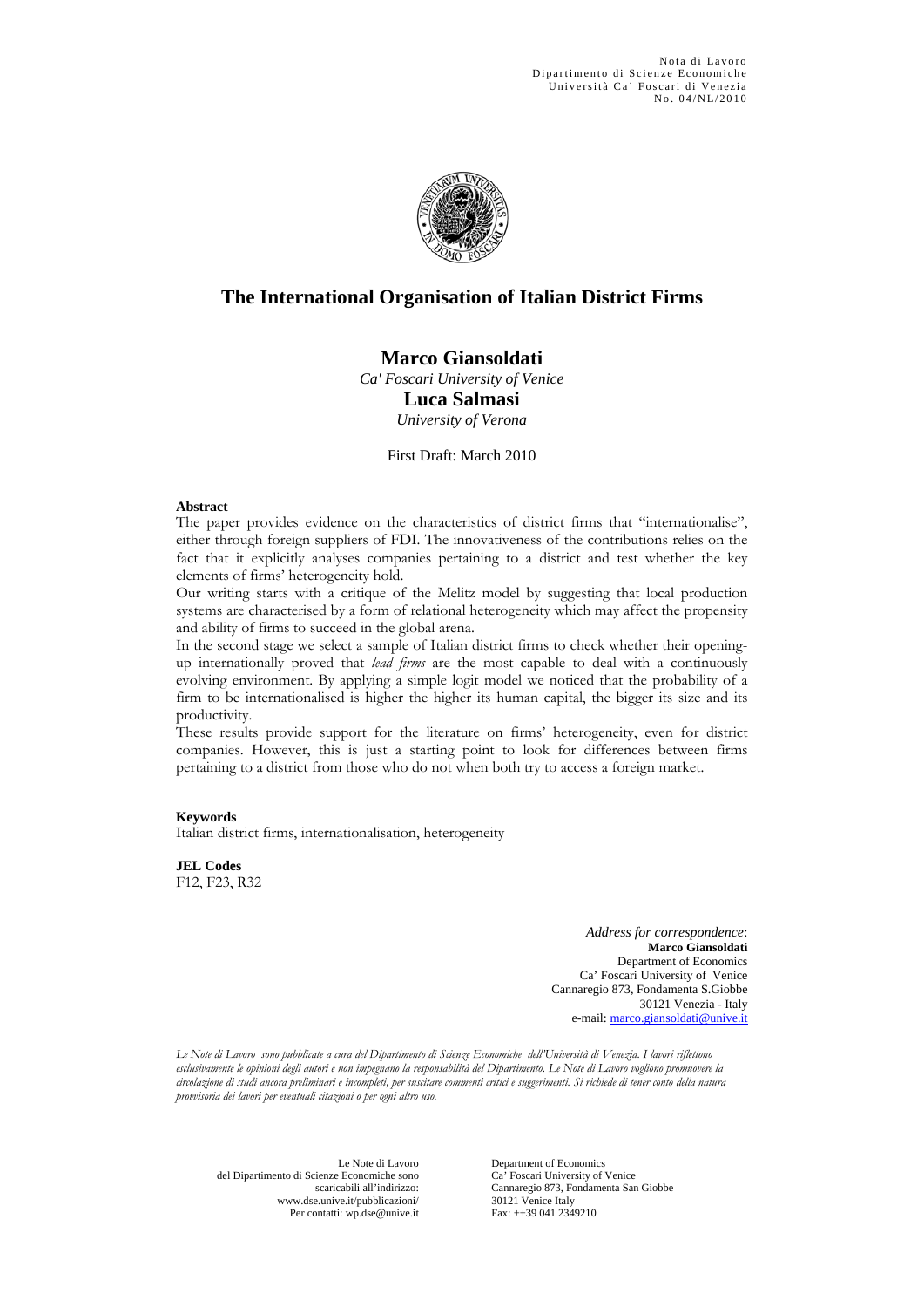Nota di Lavoro
Dipartimento di Scienze Economiche
Università Ca' Foscari di Venezia
No. 04/NL/2010

# The International Organisation of Italian District Firms

**Marco Giansoldati**
*Ca' Foscari University of Venice*
**Luca Salmasi**
*University of Verona*

First Draft: March 2010

**Abstract**

The paper provides evidence on the characteristics of district firms that "internationalise", either through foreign suppliers of FDI. The innovativeness of the contributions relies on the fact that it explicitly analyses companies pertaining to a district and test whether the key elements of firms' heterogeneity hold.

Our writing starts with a critique of the Melitz model by suggesting that local production systems are characterised by a form of relational heterogeneity which may affect the propensity and ability of firms to succeed in the global arena.

In the second stage we select a sample of Italian district firms to check whether their opening-up internationally proved that *lead firms* are the most capable to deal with a continuously evolving environment. By applying a simple logit model we noticed that the probability of a firm to be internationalised is higher the higher its human capital, the bigger its size and its productivity.

These results provide support for the literature on firms' heterogeneity, even for district companies. However, this is just a starting point to look for differences between firms pertaining to a district from those who do not when both try to access a foreign market.

**Keywords**
Italian district firms, internationalisation, heterogeneity

**JEL Codes**
F12, F23, R32

*Address for correspondence*:
**Marco Giansoldati**
Department of Economics
Ca' Foscari University of Venice
Cannaregio 873, Fondamenta S.Giobbe
30121 Venezia - Italy
e-mail: marco.giansoldati@unive.it

*Le Note di Lavoro sono pubblicate a cura del Dipartimento di Scienze Economiche dell'Università di Venezia. I lavori riflettono esclusivamente le opinioni degli autori e non impegnano la responsabilità del Dipartimento. Le Note di Lavoro vogliono promuovere la circolazione di studi ancora preliminari e incompleti, per suscitare commenti critici e suggerimenti. Si richiede di tener conto della natura provvisoria dei lavori per eventuali citazioni o per ogni altro uso.*

Le Note di Lavoro
del Dipartimento di Scienze Economiche sono
scaricabili all'indirizzo:
www.dse.unive.it/pubblicazioni/
Per contatti: wp.dse@unive.it

Department of Economics
Ca' Foscari University of Venice
Cannaregio 873, Fondamenta San Giobbe
30121 Venice Italy
Fax: ++39 041 2349210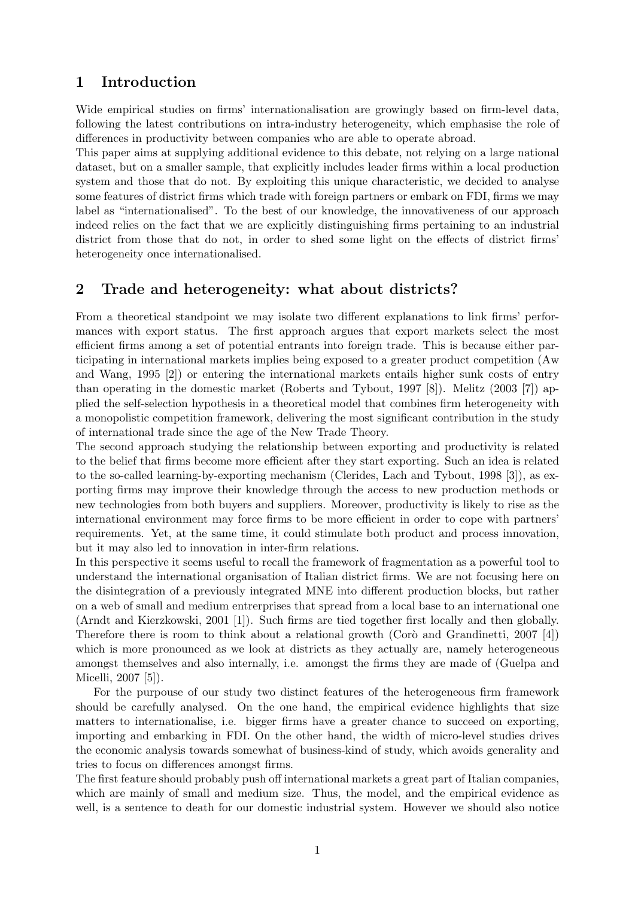# 1 Introduction

Wide empirical studies on firms' internationalisation are growingly based on firm-level data, following the latest contributions on intra-industry heterogeneity, which emphasise the role of differences in productivity between companies who are able to operate abroad.

This paper aims at supplying additional evidence to this debate, not relying on a large national dataset, but on a smaller sample, that explicitly includes leader firms within a local production system and those that do not. By exploiting this unique characteristic, we decided to analyse some features of district firms which trade with foreign partners or embark on FDI, firms we may label as "internationalised". To the best of our knowledge, the innovativeness of our approach indeed relies on the fact that we are explicitly distinguishing firms pertaining to an industrial district from those that do not, in order to shed some light on the effects of district firms' heterogeneity once internationalised.

# 2 Trade and heterogeneity: what about districts?

From a theoretical standpoint we may isolate two different explanations to link firms' performances with export status. The first approach argues that export markets select the most efficient firms among a set of potential entrants into foreign trade. This is because either participating in international markets implies being exposed to a greater product competition (Aw and Wang, 1995 [2]) or entering the international markets entails higher sunk costs of entry than operating in the domestic market (Roberts and Tybout, 1997 [8]). Melitz (2003 [7]) applied the self-selection hypothesis in a theoretical model that combines firm heterogeneity with a monopolistic competition framework, delivering the most significant contribution in the study of international trade since the age of the New Trade Theory.

The second approach studying the relationship between exporting and productivity is related to the belief that firms become more efficient after they start exporting. Such an idea is related to the so-called learning-by-exporting mechanism (Clerides, Lach and Tybout, 1998 [3]), as exporting firms may improve their knowledge through the access to new production methods or new technologies from both buyers and suppliers. Moreover, productivity is likely to rise as the international environment may force firms to be more efficient in order to cope with partners' requirements. Yet, at the same time, it could stimulate both product and process innovation, but it may also led to innovation in inter-firm relations.

In this perspective it seems useful to recall the framework of fragmentation as a powerful tool to understand the international organisation of Italian district firms. We are not focusing here on the disintegration of a previously integrated MNE into different production blocks, but rather on a web of small and medium entrerprises that spread from a local base to an international one (Arndt and Kierzkowski, 2001 [1]). Such firms are tied together first locally and then globally. Therefore there is room to think about a relational growth (Corò and Grandinetti, 2007 [4]) which is more pronounced as we look at districts as they actually are, namely heterogeneous amongst themselves and also internally, i.e. amongst the firms they are made of (Guelpa and Micelli, 2007 [5]).

For the purpouse of our study two distinct features of the heterogeneous firm framework should be carefully analysed. On the one hand, the empirical evidence highlights that size matters to internationalise, i.e. bigger firms have a greater chance to succeed on exporting, importing and embarking in FDI. On the other hand, the width of micro-level studies drives the economic analysis towards somewhat of business-kind of study, which avoids generality and tries to focus on differences amongst firms.

The first feature should probably push off international markets a great part of Italian companies, which are mainly of small and medium size. Thus, the model, and the empirical evidence as well, is a sentence to death for our domestic industrial system. However we should also notice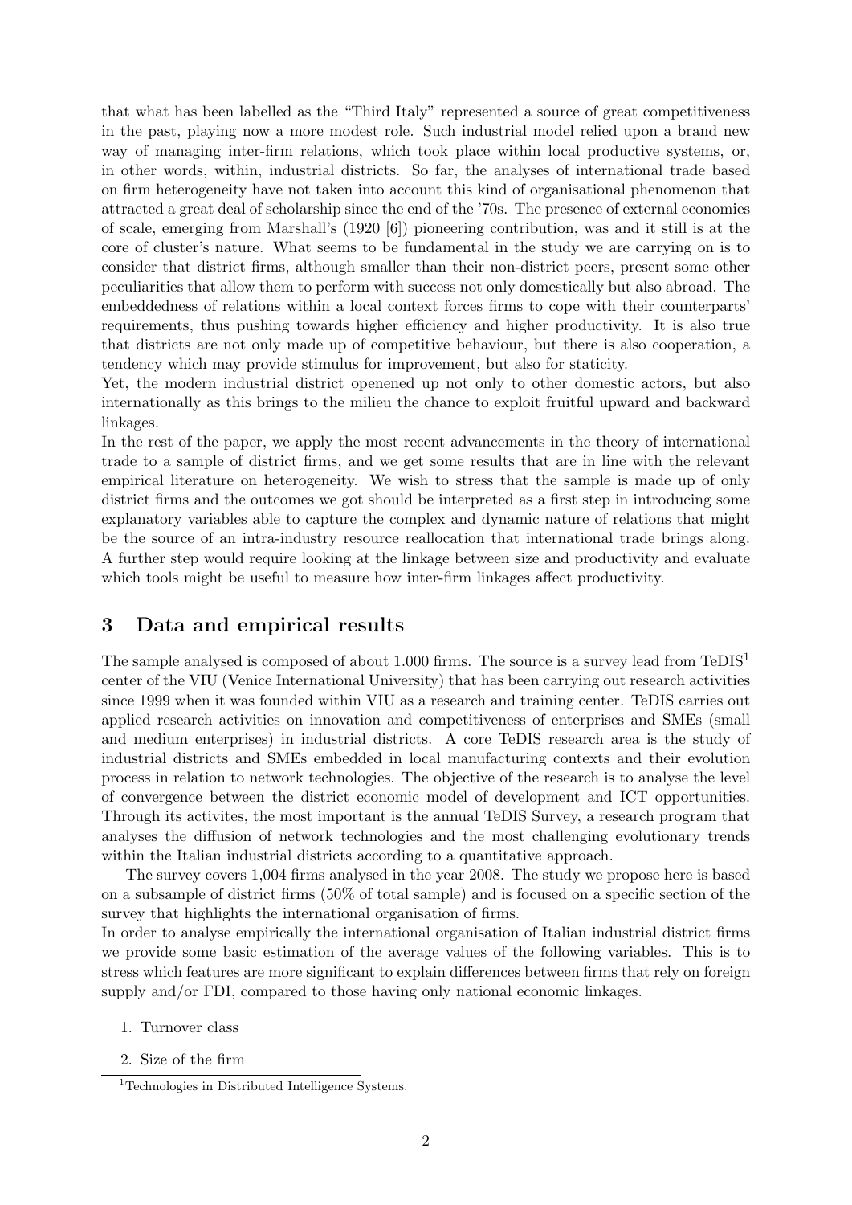that what has been labelled as the "Third Italy" represented a source of great competitiveness in the past, playing now a more modest role. Such industrial model relied upon a brand new way of managing inter-firm relations, which took place within local productive systems, or, in other words, within, industrial districts. So far, the analyses of international trade based on firm heterogeneity have not taken into account this kind of organisational phenomenon that attracted a great deal of scholarship since the end of the '70s. The presence of external economies of scale, emerging from Marshall's (1920 [6]) pioneering contribution, was and it still is at the core of cluster's nature. What seems to be fundamental in the study we are carrying on is to consider that district firms, although smaller than their non-district peers, present some other peculiarities that allow them to perform with success not only domestically but also abroad. The embeddedness of relations within a local context forces firms to cope with their counterparts' requirements, thus pushing towards higher efficiency and higher productivity. It is also true that districts are not only made up of competitive behaviour, but there is also cooperation, a tendency which may provide stimulus for improvement, but also for staticity.

Yet, the modern industrial district opened up not only to other domestic actors, but also internationally as this brings to the milieu the chance to exploit fruitful upward and backward linkages.

In the rest of the paper, we apply the most recent advancements in the theory of international trade to a sample of district firms, and we get some results that are in line with the relevant empirical literature on heterogeneity. We wish to stress that the sample is made up of only district firms and the outcomes we got should be interpreted as a first step in introducing some explanatory variables able to capture the complex and dynamic nature of relations that might be the source of an intra-industry resource reallocation that international trade brings along. A further step would require looking at the linkage between size and productivity and evaluate which tools might be useful to measure how inter-firm linkages affect productivity.

## 3 Data and empirical results

The sample analysed is composed of about 1.000 firms. The source is a survey lead from TeDIS[1] center of the VIU (Venice International University) that has been carrying out research activities since 1999 when it was founded within VIU as a research and training center. TeDIS carries out applied research activities on innovation and competitiveness of enterprises and SMEs (small and medium enterprises) in industrial districts. A core TeDIS research area is the study of industrial districts and SMEs embedded in local manufacturing contexts and their evolution process in relation to network technologies. The objective of the research is to analyse the level of convergence between the district economic model of development and ICT opportunities. Through its activites, the most important is the annual TeDIS Survey, a research program that analyses the diffusion of network technologies and the most challenging evolutionary trends within the Italian industrial districts according to a quantitative approach.

The survey covers 1,004 firms analysed in the year 2008. The study we propose here is based on a subsample of district firms (50% of total sample) and is focused on a specific section of the survey that highlights the international organisation of firms.

In order to analyse empirically the international organisation of Italian industrial district firms we provide some basic estimation of the average values of the following variables. This is to stress which features are more significant to explain differences between firms that rely on foreign supply and/or FDI, compared to those having only national economic linkages.

1. Turnover class
2. Size of the firm

[1] Technologies in Distributed Intelligence Systems.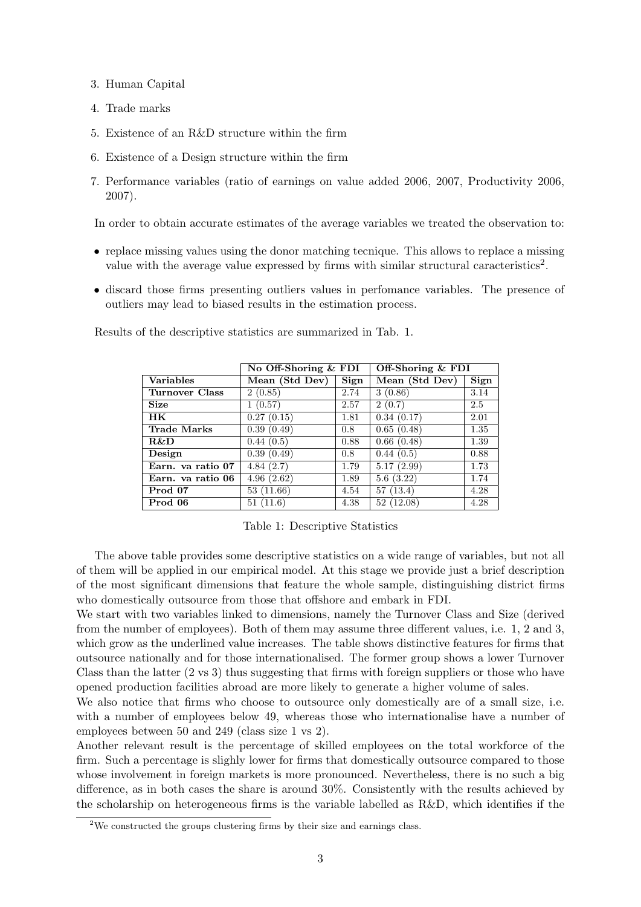3. Human Capital
4. Trade marks
5. Existence of an R&D structure within the firm
6. Existence of a Design structure within the firm
7. Performance variables (ratio of earnings on value added 2006, 2007, Productivity 2006, 2007).

In order to obtain accurate estimates of the average variables we treated the observation to:

- replace missing values using the donor matching tecnique. This allows to replace a missing value with the average value expressed by firms with similar structural caracteristics[2].
- discard those firms presenting outliers values in perfomance variables. The presence of outliers may lead to biased results in the estimation process.

Results of the descriptive statistics are summarized in Tab. 1.

| | **No Off-Shoring & FDI** | | **Off-Shoring & FDI** | |
|---|---|---|---|---|
| **Variables** | **Mean (Std Dev)** | **Sign** | **Mean (Std Dev)** | **Sign** |
| **Turnover Class** | 2 (0.85) | 2.74 | 3 (0.86) | 3.14 |
| **Size** | 1 (0.57) | 2.57 | 2 (0.7) | 2.5 |
| **HK** | 0.27 (0.15) | 1.81 | 0.34 (0.17) | 2.01 |
| **Trade Marks** | 0.39 (0.49) | 0.8 | 0.65 (0.48) | 1.35 |
| **R&D** | 0.44 (0.5) | 0.88 | 0.66 (0.48) | 1.39 |
| **Design** | 0.39 (0.49) | 0.8 | 0.44 (0.5) | 0.88 |
| **Earn. va ratio 07** | 4.84 (2.7) | 1.79 | 5.17 (2.99) | 1.73 |
| **Earn. va ratio 06** | 4.96 (2.62) | 1.89 | 5.6 (3.22) | 1.74 |
| **Prod 07** | 53 (11.66) | 4.54 | 57 (13.4) | 4.28 |
| **Prod 06** | 51 (11.6) | 4.38 | 52 (12.08) | 4.28 |

Table 1: Descriptive Statistics

The above table provides some descriptive statistics on a wide range of variables, but not all of them will be applied in our empirical model. At this stage we provide just a brief description of the most significant dimensions that feature the whole sample, distinguishing district firms who domestically outsource from those that offshore and embark in FDI.

We start with two variables linked to dimensions, namely the Turnover Class and Size (derived from the number of employees). Both of them may assume three different values, i.e. 1, 2 and 3, which grow as the underlined value increases. The table shows distinctive features for firms that outsource nationally and for those internationalised. The former group shows a lower Turnover Class than the latter (2 vs 3) thus suggesting that firms with foreign suppliers or those who have opened production facilities abroad are more likely to generate a higher volume of sales.

We also notice that firms who choose to outsource only domestically are of a small size, i.e. with a number of employees below 49, whereas those who internationalise have a number of employees between 50 and 249 (class size 1 vs 2).

Another relevant result is the percentage of skilled employees on the total workforce of the firm. Such a percentage is slighly lower for firms that domestically outsource compared to those whose involvement in foreign markets is more pronounced. Nevertheless, there is no such a big difference, as in both cases the share is around 30%. Consistently with the results achieved by the scholarship on heterogeneous firms is the variable labelled as R&D, which identifies if the

[2]We constructed the groups clustering firms by their size and earnings class.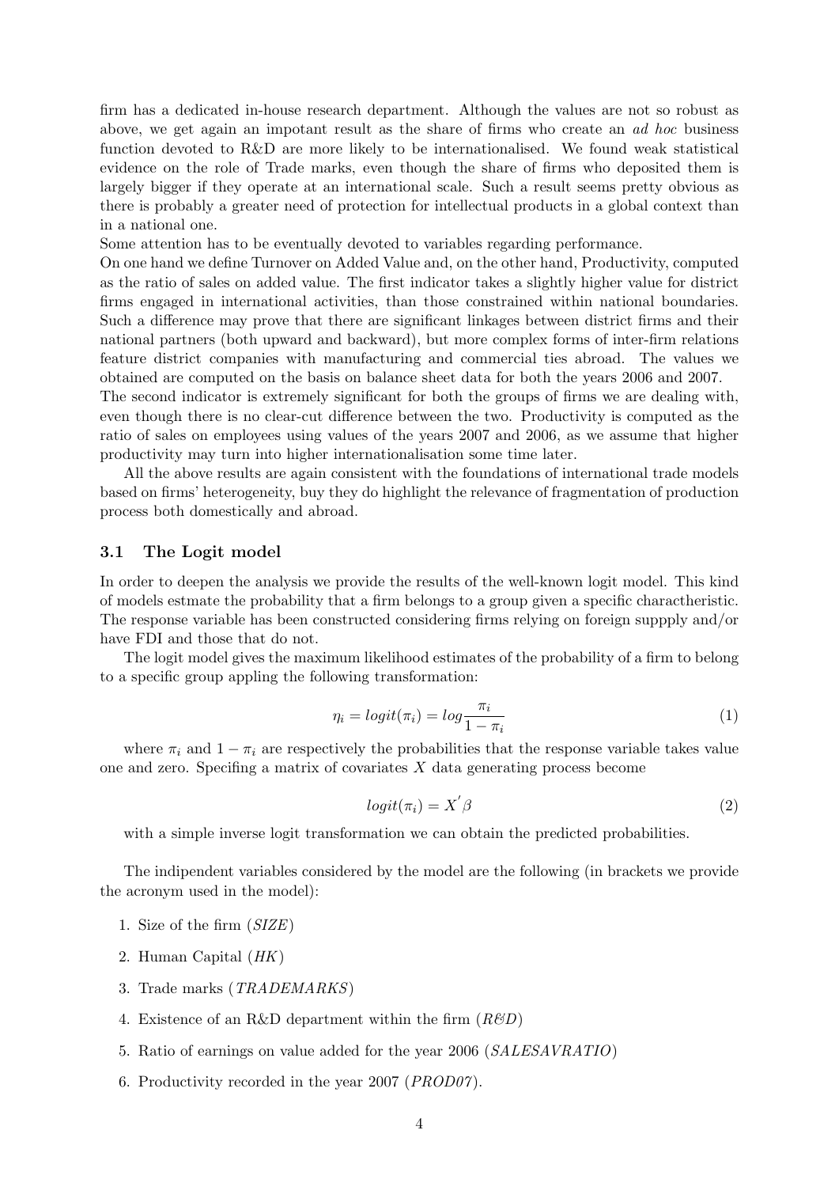firm has a dedicated in-house research department. Although the values are not so robust as above, we get again an impotant result as the share of firms who create an *ad hoc* business function devoted to R&D are more likely to be internationalised. We found weak statistical evidence on the role of Trade marks, even though the share of firms who deposited them is largely bigger if they operate at an international scale. Such a result seems pretty obvious as there is probably a greater need of protection for intellectual products in a global context than in a national one.

Some attention has to be eventually devoted to variables regarding performance.

On one hand we define Turnover on Added Value and, on the other hand, Productivity, computed as the ratio of sales on added value. The first indicator takes a slightly higher value for district firms engaged in international activities, than those constrained within national boundaries. Such a difference may prove that there are significant linkages between district firms and their national partners (both upward and backward), but more complex forms of inter-firm relations feature district companies with manufacturing and commercial ties abroad. The values we obtained are computed on the basis on balance sheet data for both the years 2006 and 2007.

The second indicator is extremely significant for both the groups of firms we are dealing with, even though there is no clear-cut difference between the two. Productivity is computed as the ratio of sales on employees using values of the years 2007 and 2006, as we assume that higher productivity may turn into higher internationalisation some time later.

All the above results are again consistent with the foundations of international trade models based on firms' heterogeneity, buy they do highlight the relevance of fragmentation of production process both domestically and abroad.

### 3.1 The Logit model

In order to deepen the analysis we provide the results of the well-known logit model. This kind of models estmate the probability that a firm belongs to a group given a specific charactheristic. The response variable has been constructed considering firms relying on foreign suppply and/or have FDI and those that do not.

The logit model gives the maximum likelihood estimates of the probability of a firm to belong to a specific group appling the following transformation:

$$\eta_i = logit(\pi_i) = log\frac{\pi_i}{1-\pi_i} \tag{1}$$

where $\pi_i$ and $1-\pi_i$ are respectively the probabilities that the response variable takes value one and zero. Specifing a matrix of covariates $X$ data generating process become

$$logit(\pi_i) = X^{'}\beta \tag{2}$$

with a simple inverse logit transformation we can obtain the predicted probabilities.

The indipendent variables considered by the model are the following (in brackets we provide the acronym used in the model):

1. Size of the firm (*SIZE*)
2. Human Capital (*HK*)
3. Trade marks (*TRADEMARKS*)
4. Existence of an R&D department within the firm (*R&D*)
5. Ratio of earnings on value added for the year 2006 (*SALESAVRATIO*)
6. Productivity recorded in the year 2007 (*PROD07*).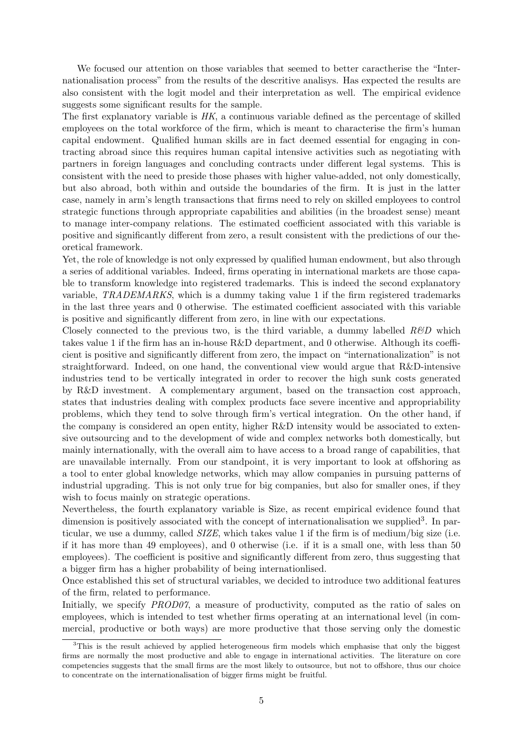We focused our attention on those variables that seemed to better caractherise the "Internationalisation process" from the results of the descritive analisys. Has expected the results are also consistent with the logit model and their interpretation as well. The empirical evidence suggests some significant results for the sample.

The first explanatory variable is *HK*, a continuous variable defined as the percentage of skilled employees on the total workforce of the firm, which is meant to characterise the firm's human capital endowment. Qualified human skills are in fact deemed essential for engaging in contracting abroad since this requires human capital intensive activities such as negotiating with partners in foreign languages and concluding contracts under different legal systems. This is consistent with the need to preside those phases with higher value-added, not only domestically, but also abroad, both within and outside the boundaries of the firm. It is just in the latter case, namely in arm's length transactions that firms need to rely on skilled employees to control strategic functions through appropriate capabilities and abilities (in the broadest sense) meant to manage inter-company relations. The estimated coefficient associated with this variable is positive and significantly different from zero, a result consistent with the predictions of our theoretical framework.

Yet, the role of knowledge is not only expressed by qualified human endowment, but also through a series of additional variables. Indeed, firms operating in international markets are those capable to transform knowledge into registered trademarks. This is indeed the second explanatory variable, *TRADEMARKS*, which is a dummy taking value 1 if the firm registered trademarks in the last three years and 0 otherwise. The estimated coefficient associated with this variable is positive and significantly different from zero, in line with our expectations.

Closely connected to the previous two, is the third variable, a dummy labelled *R&D* which takes value 1 if the firm has an in-house R&D department, and 0 otherwise. Although its coefficient is positive and significantly different from zero, the impact on "internationalization" is not straightforward. Indeed, on one hand, the conventional view would argue that R&D-intensive industries tend to be vertically integrated in order to recover the high sunk costs generated by R&D investment. A complementary argument, based on the transaction cost approach, states that industries dealing with complex products face severe incentive and appropriability problems, which they tend to solve through firm's vertical integration. On the other hand, if the company is considered an open entity, higher R&D intensity would be associated to extensive outsourcing and to the development of wide and complex networks both domestically, but mainly internationally, with the overall aim to have access to a broad range of capabilities, that are unavailable internally. From our standpoint, it is very important to look at offshoring as a tool to enter global knowledge networks, which may allow companies in pursuing patterns of industrial upgrading. This is not only true for big companies, but also for smaller ones, if they wish to focus mainly on strategic operations.

Nevertheless, the fourth explanatory variable is Size, as recent empirical evidence found that dimension is positively associated with the concept of internationalisation we supplied[3]. In particular, we use a dummy, called *SIZE*, which takes value 1 if the firm is of medium/big size (i.e. if it has more than 49 employees), and 0 otherwise (i.e. if it is a small one, with less than 50 employees). The coefficient is positive and significantly different from zero, thus suggesting that a bigger firm has a higher probability of being internationlised.

Once established this set of structural variables, we decided to introduce two additional features of the firm, related to performance.

Initially, we specify *PROD07*, a measure of productivity, computed as the ratio of sales on employees, which is intended to test whether firms operating at an international level (in commercial, productive or both ways) are more productive that those serving only the domestic

[3]This is the result achieved by applied heterogeneous firm models which emphasise that only the biggest firms are normally the most productive and able to engage in international activities. The literature on core competencies suggests that the small firms are the most likely to outsource, but not to offshore, thus our choice to concentrate on the internationalisation of bigger firms might be fruitful.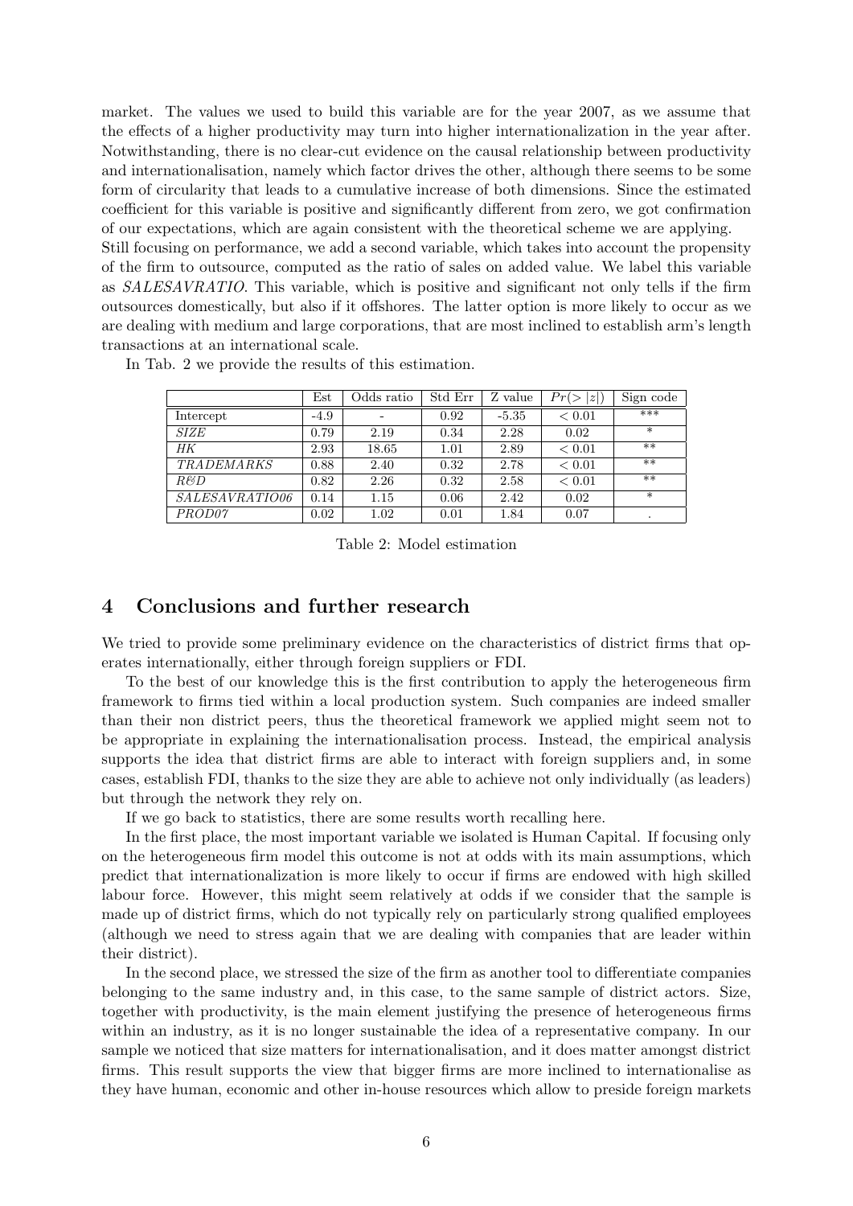market. The values we used to build this variable are for the year 2007, as we assume that the effects of a higher productivity may turn into higher internationalization in the year after. Notwithstanding, there is no clear-cut evidence on the causal relationship between productivity and internationalisation, namely which factor drives the other, although there seems to be some form of circularity that leads to a cumulative increase of both dimensions. Since the estimated coefficient for this variable is positive and significantly different from zero, we got confirmation of our expectations, which are again consistent with the theoretical scheme we are applying.
Still focusing on performance, we add a second variable, which takes into account the propensity of the firm to outsource, computed as the ratio of sales on added value. We label this variable as *SALESAVRATIO*. This variable, which is positive and significant not only tells if the firm outsources domestically, but also if it offshores. The latter option is more likely to occur as we are dealing with medium and large corporations, that are most inclined to establish arm's length transactions at an international scale.

In Tab. 2 we provide the results of this estimation.

| | Est | Odds ratio | Std Err | Z value | $Pr(>\lvert z \rvert)$ | Sign code |
|---|---|---|---|---|---|---|
| Intercept | -4.9 | - | 0.92 | -5.35 | < 0.01 | *** |
| *SIZE* | 0.79 | 2.19 | 0.34 | 2.28 | 0.02 | * |
| *HK* | 2.93 | 18.65 | 1.01 | 2.89 | < 0.01 | ** |
| *TRADEMARKS* | 0.88 | 2.40 | 0.32 | 2.78 | < 0.01 | ** |
| *R&D* | 0.82 | 2.26 | 0.32 | 2.58 | < 0.01 | ** |
| *SALESAVRATIO06* | 0.14 | 1.15 | 0.06 | 2.42 | 0.02 | * |
| *PROD07* | 0.02 | 1.02 | 0.01 | 1.84 | 0.07 | . |

Table 2: Model estimation

## 4 Conclusions and further research

We tried to provide some preliminary evidence on the characteristics of district firms that operates internationally, either through foreign suppliers or FDI.

To the best of our knowledge this is the first contribution to apply the heterogeneous firm framework to firms tied within a local production system. Such companies are indeed smaller than their non district peers, thus the theoretical framework we applied might seem not to be appropriate in explaining the internationalisation process. Instead, the empirical analysis supports the idea that district firms are able to interact with foreign suppliers and, in some cases, establish FDI, thanks to the size they are able to achieve not only individually (as leaders) but through the network they rely on.

If we go back to statistics, there are some results worth recalling here.

In the first place, the most important variable we isolated is Human Capital. If focusing only on the heterogeneous firm model this outcome is not at odds with its main assumptions, which predict that internationalization is more likely to occur if firms are endowed with high skilled labour force. However, this might seem relatively at odds if we consider that the sample is made up of district firms, which do not typically rely on particularly strong qualified employees (although we need to stress again that we are dealing with companies that are leader within their district).

In the second place, we stressed the size of the firm as another tool to differentiate companies belonging to the same industry and, in this case, to the same sample of district actors. Size, together with productivity, is the main element justifying the presence of heterogeneous firms within an industry, as it is no longer sustainable the idea of a representative company. In our sample we noticed that size matters for internationalisation, and it does matter amongst district firms. This result supports the view that bigger firms are more inclined to internationalise as they have human, economic and other in-house resources which allow to preside foreign markets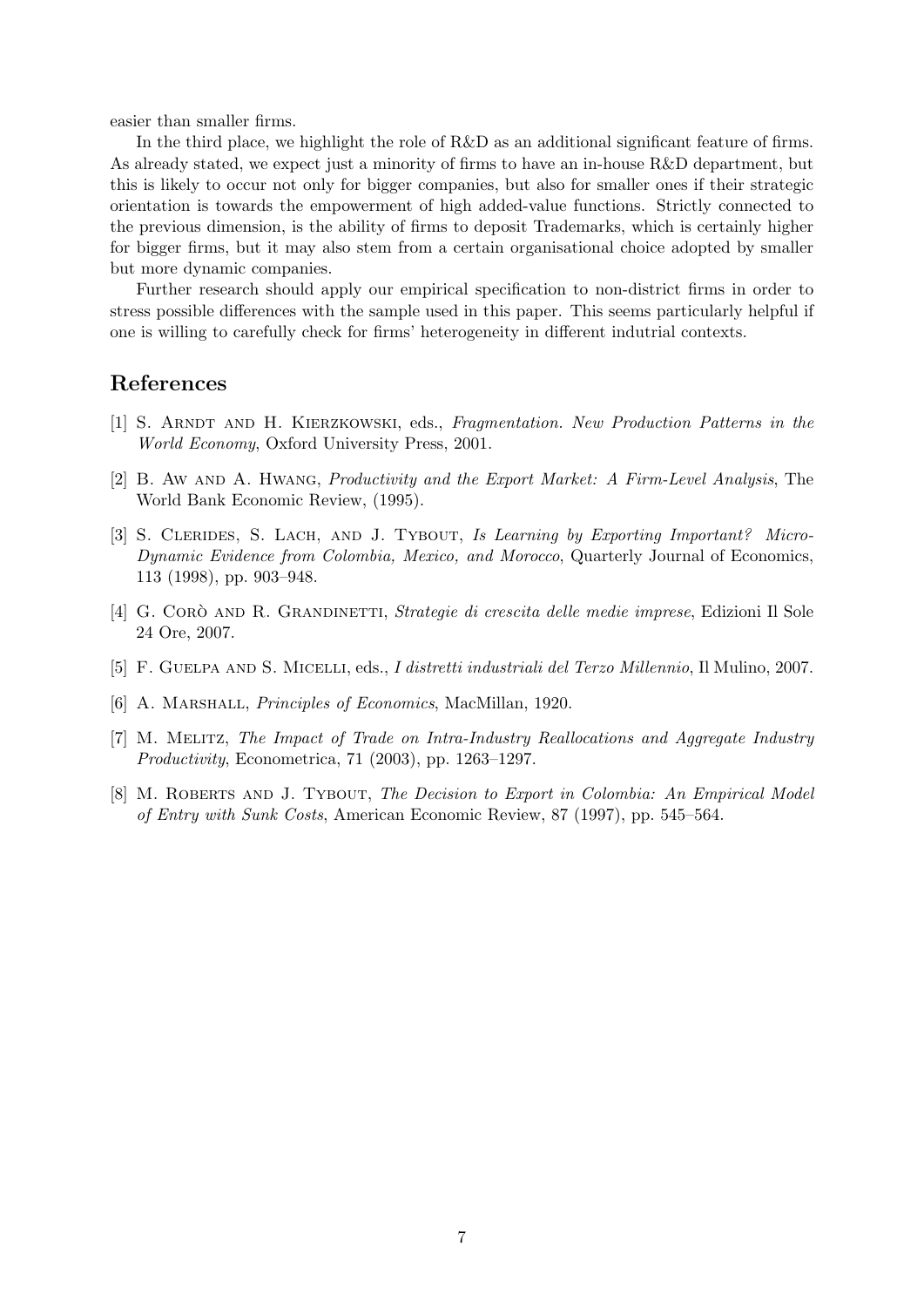easier than smaller firms.

In the third place, we highlight the role of R&D as an additional significant feature of firms. As already stated, we expect just a minority of firms to have an in-house R&D department, but this is likely to occur not only for bigger companies, but also for smaller ones if their strategic orientation is towards the empowerment of high added-value functions. Strictly connected to the previous dimension, is the ability of firms to deposit Trademarks, which is certainly higher for bigger firms, but it may also stem from a certain organisational choice adopted by smaller but more dynamic companies.

Further research should apply our empirical specification to non-district firms in order to stress possible differences with the sample used in this paper. This seems particularly helpful if one is willing to carefully check for firms' heterogeneity in different indutrial contexts.

## References

[1] S. Arndt and H. Kierzkowski, eds., *Fragmentation. New Production Patterns in the World Economy*, Oxford University Press, 2001.

[2] B. Aw and A. Hwang, *Productivity and the Export Market: A Firm-Level Analysis*, The World Bank Economic Review, (1995).

[3] S. Clerides, S. Lach, and J. Tybout, *Is Learning by Exporting Important? Micro-Dynamic Evidence from Colombia, Mexico, and Morocco*, Quarterly Journal of Economics, 113 (1998), pp. 903–948.

[4] G. Corò and R. Grandinetti, *Strategie di crescita delle medie imprese*, Edizioni Il Sole 24 Ore, 2007.

[5] F. Guelpa and S. Micelli, eds., *I distretti industriali del Terzo Millennio*, Il Mulino, 2007.

[6] A. Marshall, *Principles of Economics*, MacMillan, 1920.

[7] M. Melitz, *The Impact of Trade on Intra-Industry Reallocations and Aggregate Industry Productivity*, Econometrica, 71 (2003), pp. 1263–1297.

[8] M. Roberts and J. Tybout, *The Decision to Export in Colombia: An Empirical Model of Entry with Sunk Costs*, American Economic Review, 87 (1997), pp. 545–564.